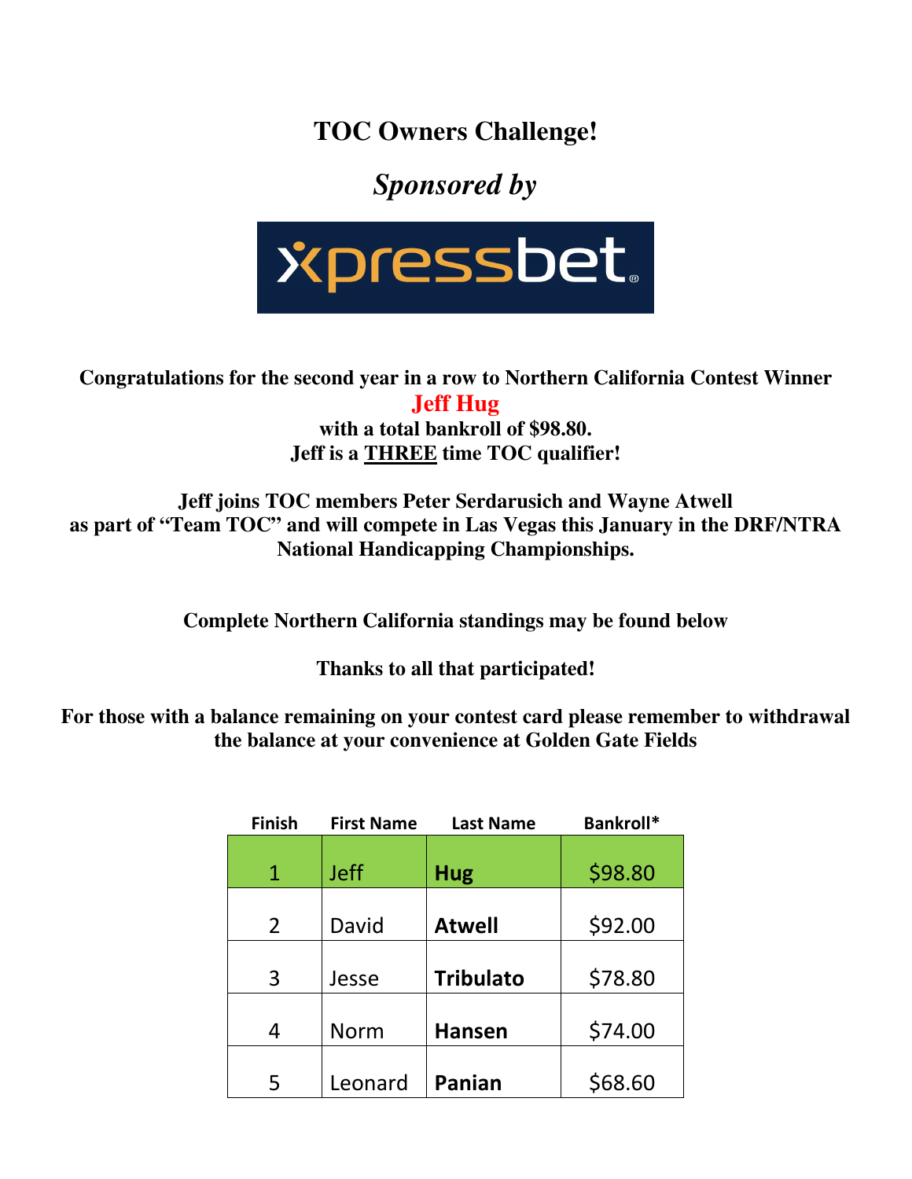# TOC Owners Challenge!

## *Sponsored by*

xpressbet

**Congratulations for the second year in a row to Northern California Contest Winner**

**Jeff Hug**

**with a total bankroll of $98.80.**

**Jeff is a THREE time TOC qualifier!**

**Jeff joins TOC members Peter Serdarusich and Wayne Atwell as part of "Team TOC" and will compete in Las Vegas this January in the DRF/NTRA National Handicapping Championships.**

**Complete Northern California standings may be found below**

**Thanks to all that participated!**

**For those with a balance remaining on your contest card please remember to withdrawal the balance at your convenience at Golden Gate Fields**

| Finish | First Name | Last Name | Bankroll* |
|---|---|---|---|
| 1 | Jeff | **Hug** | $98.80 |
| 2 | David | **Atwell** | $92.00 |
| 3 | Jesse | **Tribulato** | $78.80 |
| 4 | Norm | **Hansen** | $74.00 |
| 5 | Leonard | **Panian** | $68.60 |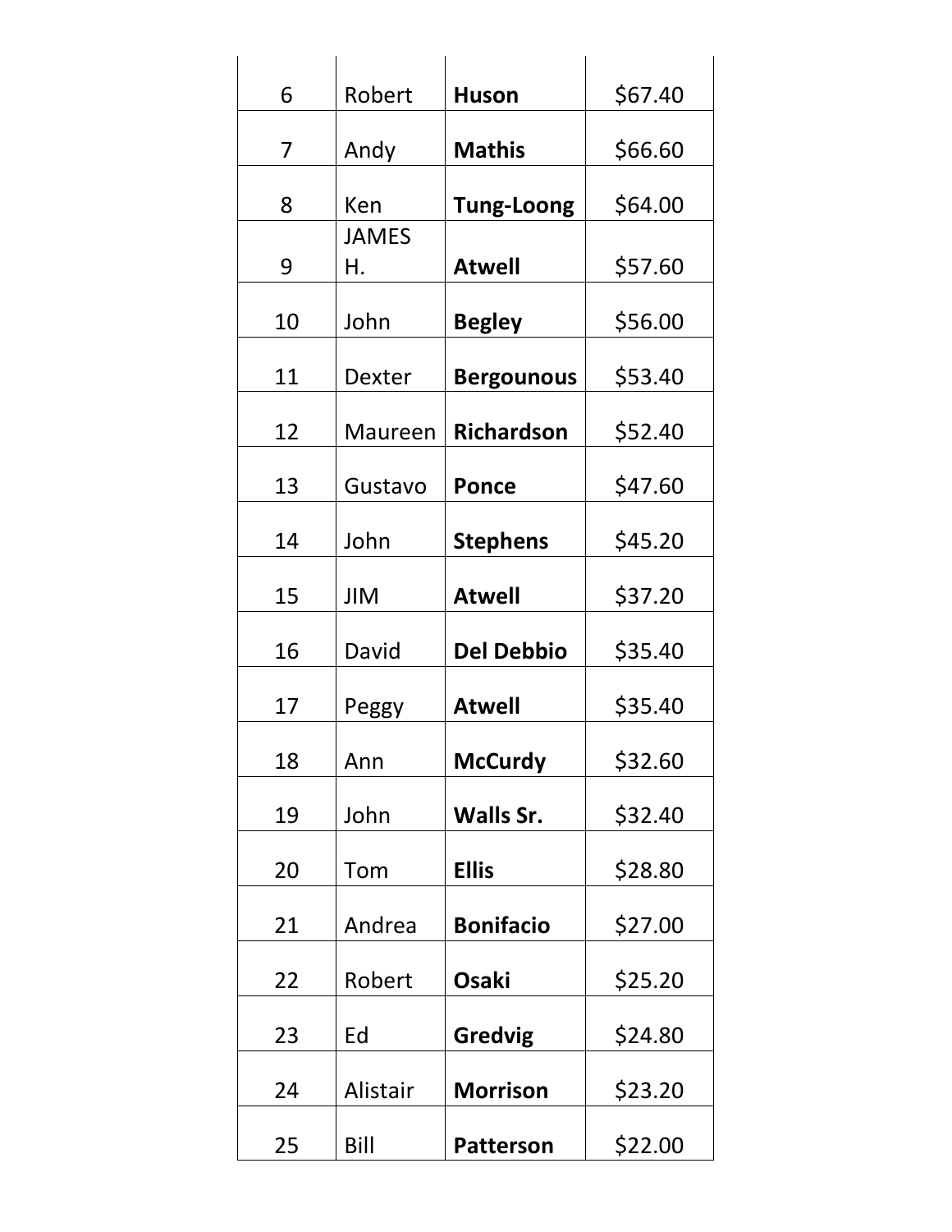| | | | |
|---|---|---|---|
| 6 | Robert | **Huson** | $67.40 |
| 7 | Andy | **Mathis** | $66.60 |
| 8 | Ken | **Tung-Loong** | $64.00 |
| 9 | JAMES H. | **Atwell** | $57.60 |
| 10 | John | **Begley** | $56.00 |
| 11 | Dexter | **Bergounous** | $53.40 |
| 12 | Maureen | **Richardson** | $52.40 |
| 13 | Gustavo | **Ponce** | $47.60 |
| 14 | John | **Stephens** | $45.20 |
| 15 | JIM | **Atwell** | $37.20 |
| 16 | David | **Del Debbio** | $35.40 |
| 17 | Peggy | **Atwell** | $35.40 |
| 18 | Ann | **McCurdy** | $32.60 |
| 19 | John | **Walls Sr.** | $32.40 |
| 20 | Tom | **Ellis** | $28.80 |
| 21 | Andrea | **Bonifacio** | $27.00 |
| 22 | Robert | **Osaki** | $25.20 |
| 23 | Ed | **Gredvig** | $24.80 |
| 24 | Alistair | **Morrison** | $23.20 |
| 25 | Bill | **Patterson** | $22.00 |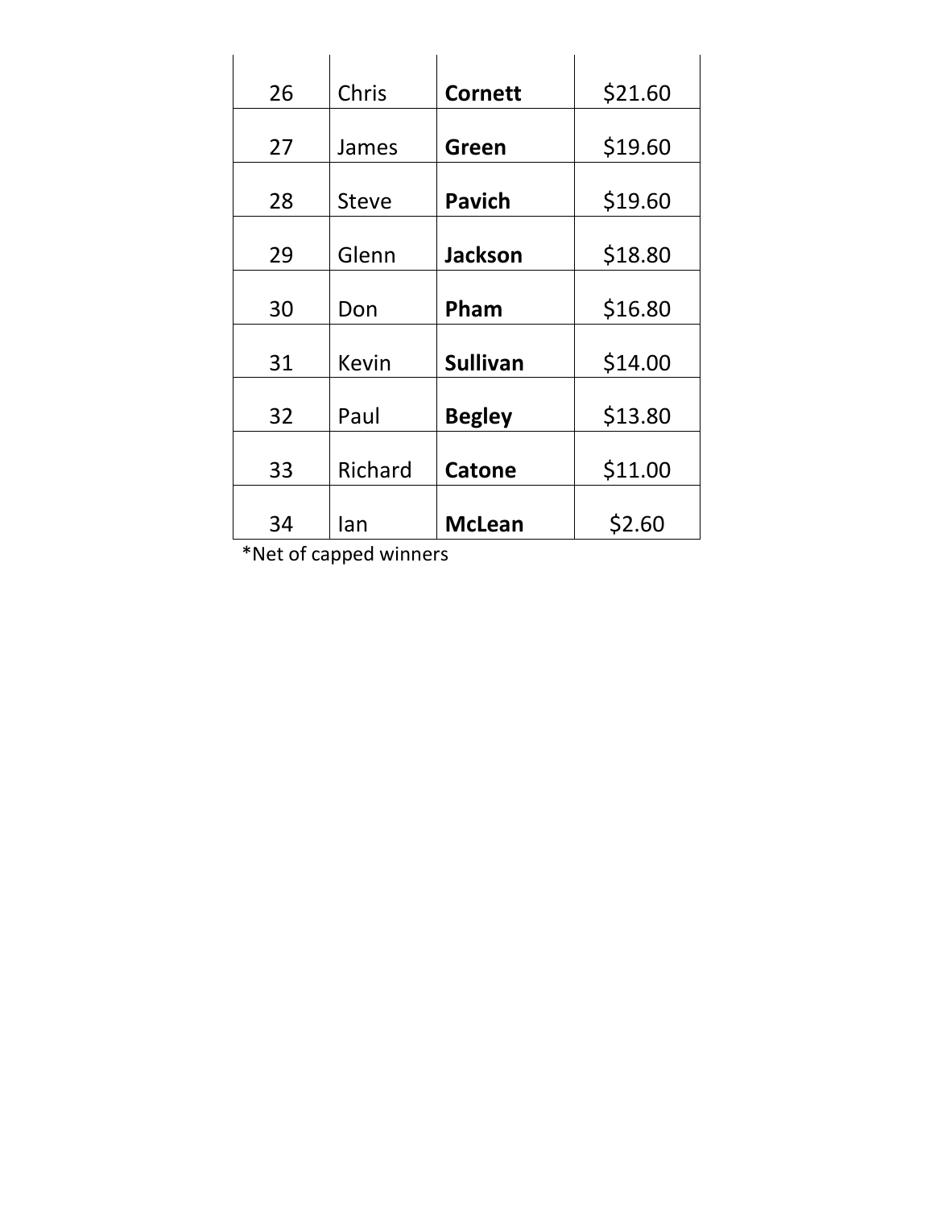| | | | |
|---|---|---|---|
| 26 | Chris | **Cornett** | $21.60 |
| 27 | James | **Green** | $19.60 |
| 28 | Steve | **Pavich** | $19.60 |
| 29 | Glenn | **Jackson** | $18.80 |
| 30 | Don | **Pham** | $16.80 |
| 31 | Kevin | **Sullivan** | $14.00 |
| 32 | Paul | **Begley** | $13.80 |
| 33 | Richard | **Catone** | $11.00 |
| 34 | Ian | **McLean** | $2.60 |

*Net of capped winners